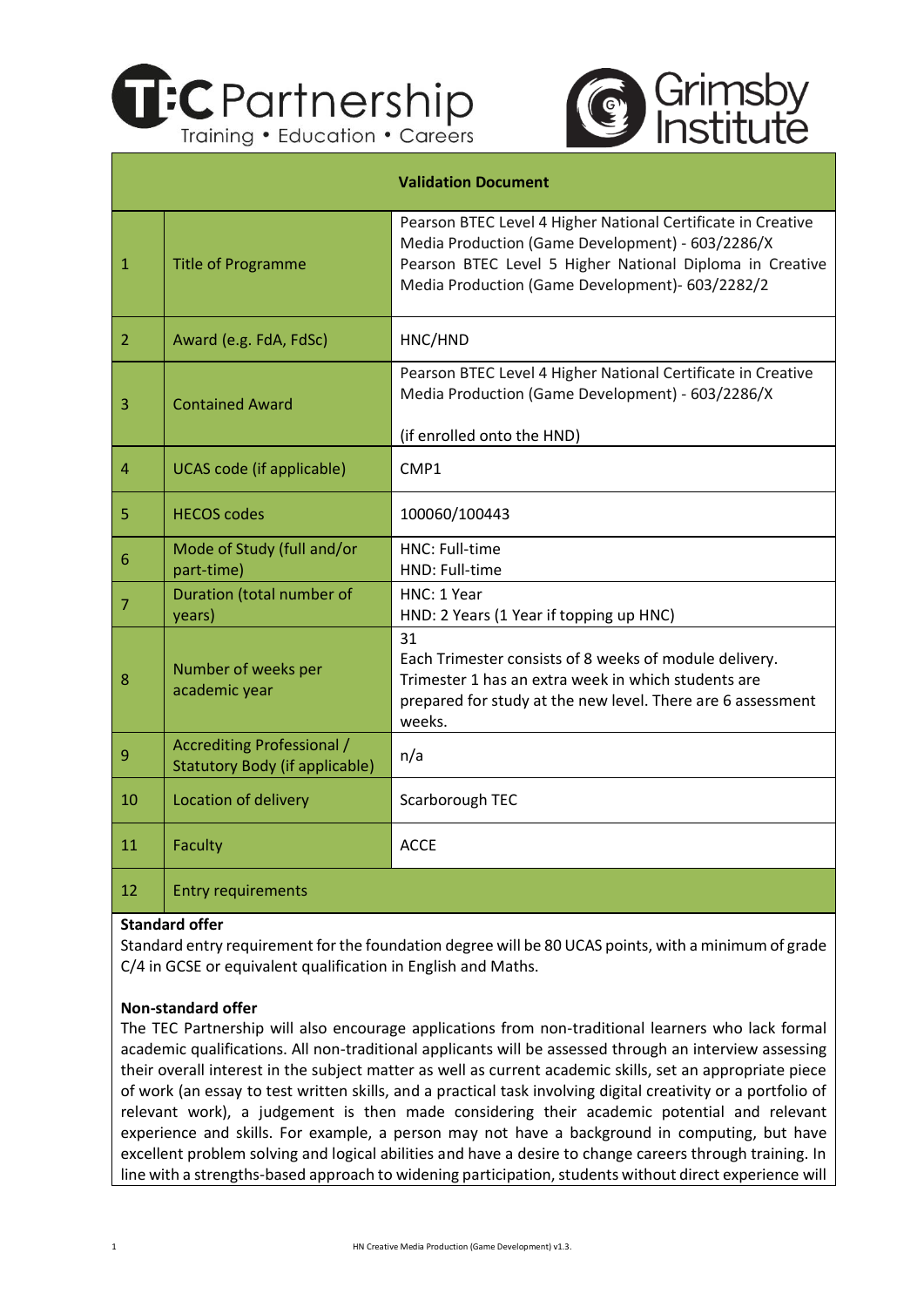| Validation Document | | |
|---|---|---|
| 1 | Title of Programme | Pearson BTEC Level 4 Higher National Certificate in Creative Media Production (Game Development) - 603/2286/X<br>Pearson BTEC Level 5 Higher National Diploma in Creative Media Production (Game Development)- 603/2282/2 |
| 2 | Award (e.g. FdA, FdSc) | HNC/HND |
| 3 | Contained Award | Pearson BTEC Level 4 Higher National Certificate in Creative Media Production (Game Development) - 603/2286/X<br><br>(if enrolled onto the HND) |
| 4 | UCAS code (if applicable) | CMP1 |
| 5 | HECOS codes | 100060/100443 |
| 6 | Mode of Study (full and/or part-time) | HNC: Full-time<br>HND: Full-time |
| 7 | Duration (total number of years) | HNC: 1 Year<br>HND: 2 Years (1 Year if topping up HNC) |
| 8 | Number of weeks per academic year | 31<br>Each Trimester consists of 8 weeks of module delivery. Trimester 1 has an extra week in which students are prepared for study at the new level. There are 6 assessment weeks. |
| 9 | Accrediting Professional / Statutory Body (if applicable) | n/a |
| 10 | Location of delivery | Scarborough TEC |
| 11 | Faculty | ACCE |
| 12 | Entry requirements | |

**Standard offer**

Standard entry requirement for the foundation degree will be 80 UCAS points, with a minimum of grade C/4 in GCSE or equivalent qualification in English and Maths.

**Non-standard offer**

The TEC Partnership will also encourage applications from non-traditional learners who lack formal academic qualifications. All non-traditional applicants will be assessed through an interview assessing their overall interest in the subject matter as well as current academic skills, set an appropriate piece of work (an essay to test written skills, and a practical task involving digital creativity or a portfolio of relevant work), a judgement is then made considering their academic potential and relevant experience and skills. For example, a person may not have a background in computing, but have excellent problem solving and logical abilities and have a desire to change careers through training. In line with a strengths-based approach to widening participation, students without direct experience will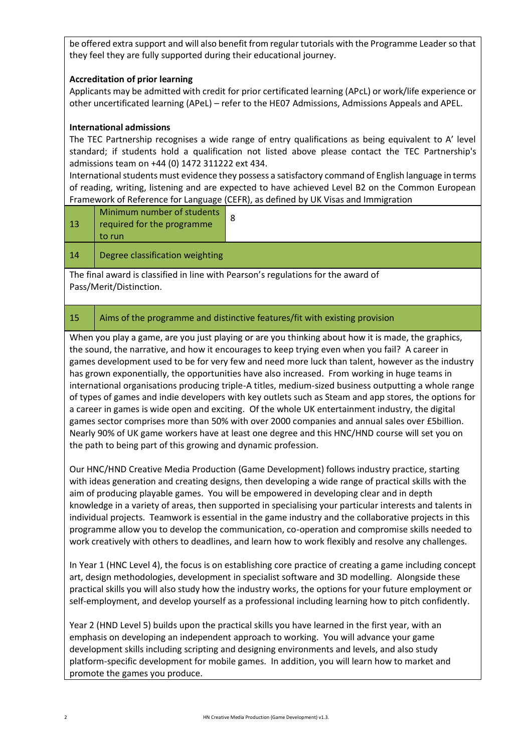be offered extra support and will also benefit from regular tutorials with the Programme Leader so that they feel they are fully supported during their educational journey.

**Accreditation of prior learning**

Applicants may be admitted with credit for prior certificated learning (APcL) or work/life experience or other uncertificated learning (APeL) – refer to the HE07 Admissions, Admissions Appeals and APEL.

**International admissions**

The TEC Partnership recognises a wide range of entry qualifications as being equivalent to A' level standard; if students hold a qualification not listed above please contact the TEC Partnership's admissions team on +44 (0) 1472 311222 ext 434.

International students must evidence they possess a satisfactory command of English language in terms of reading, writing, listening and are expected to have achieved Level B2 on the Common European Framework of Reference for Language (CEFR), as defined by UK Visas and Immigration

| 13 | Minimum number of students required for the programme to run | 8 |
|---|---|---|

| 14 | Degree classification weighting |
|---|---|

The final award is classified in line with Pearson's regulations for the award of Pass/Merit/Distinction.

| 15 | Aims of the programme and distinctive features/fit with existing provision |
|---|---|

When you play a game, are you just playing or are you thinking about how it is made, the graphics, the sound, the narrative, and how it encourages to keep trying even when you fail? A career in games development used to be for very few and need more luck than talent, however as the industry has grown exponentially, the opportunities have also increased. From working in huge teams in international organisations producing triple-A titles, medium-sized business outputting a whole range of types of games and indie developers with key outlets such as Steam and app stores, the options for a career in games is wide open and exciting. Of the whole UK entertainment industry, the digital games sector comprises more than 50% with over 2000 companies and annual sales over £5billion. Nearly 90% of UK game workers have at least one degree and this HNC/HND course will set you on the path to being part of this growing and dynamic profession.

Our HNC/HND Creative Media Production (Game Development) follows industry practice, starting with ideas generation and creating designs, then developing a wide range of practical skills with the aim of producing playable games. You will be empowered in developing clear and in depth knowledge in a variety of areas, then supported in specialising your particular interests and talents in individual projects. Teamwork is essential in the game industry and the collaborative projects in this programme allow you to develop the communication, co-operation and compromise skills needed to work creatively with others to deadlines, and learn how to work flexibly and resolve any challenges.

In Year 1 (HNC Level 4), the focus is on establishing core practice of creating a game including concept art, design methodologies, development in specialist software and 3D modelling. Alongside these practical skills you will also study how the industry works, the options for your future employment or self-employment, and develop yourself as a professional including learning how to pitch confidently.

Year 2 (HND Level 5) builds upon the practical skills you have learned in the first year, with an emphasis on developing an independent approach to working. You will advance your game development skills including scripting and designing environments and levels, and also study platform-specific development for mobile games. In addition, you will learn how to market and promote the games you produce.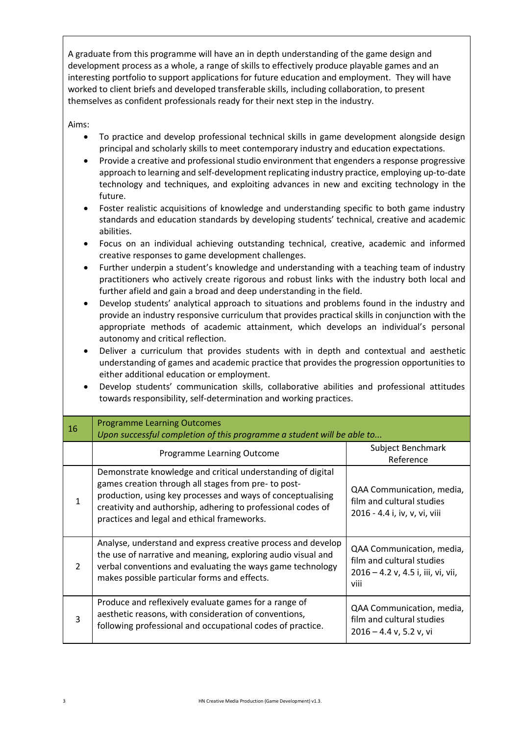A graduate from this programme will have an in depth understanding of the game design and development process as a whole, a range of skills to effectively produce playable games and an interesting portfolio to support applications for future education and employment. They will have worked to client briefs and developed transferable skills, including collaboration, to present themselves as confident professionals ready for their next step in the industry.

Aims:

- To practice and develop professional technical skills in game development alongside design principal and scholarly skills to meet contemporary industry and education expectations.
- Provide a creative and professional studio environment that engenders a response progressive approach to learning and self-development replicating industry practice, employing up-to-date technology and techniques, and exploiting advances in new and exciting technology in the future.
- Foster realistic acquisitions of knowledge and understanding specific to both game industry standards and education standards by developing students' technical, creative and academic abilities.
- Focus on an individual achieving outstanding technical, creative, academic and informed creative responses to game development challenges.
- Further underpin a student's knowledge and understanding with a teaching team of industry practitioners who actively create rigorous and robust links with the industry both local and further afield and gain a broad and deep understanding in the field.
- Develop students' analytical approach to situations and problems found in the industry and provide an industry responsive curriculum that provides practical skills in conjunction with the appropriate methods of academic attainment, which develops an individual's personal autonomy and critical reflection.
- Deliver a curriculum that provides students with in depth and contextual and aesthetic understanding of games and academic practice that provides the progression opportunities to either additional education or employment.
- Develop students' communication skills, collaborative abilities and professional attitudes towards responsibility, self-determination and working practices.

| 16 | Programme Learning Outcomes<br>*Upon successful completion of this programme a student will be able to...* | |
|---|---|---|
| | Programme Learning Outcome | Subject Benchmark Reference |
| 1 | Demonstrate knowledge and critical understanding of digital games creation through all stages from pre- to post-production, using key processes and ways of conceptualising creativity and authorship, adhering to professional codes of practices and legal and ethical frameworks. | QAA Communication, media, film and cultural studies 2016 - 4.4 i, iv, v, vi, viii |
| 2 | Analyse, understand and express creative process and develop the use of narrative and meaning, exploring audio visual and verbal conventions and evaluating the ways game technology makes possible particular forms and effects. | QAA Communication, media, film and cultural studies 2016 – 4.2 v, 4.5 i, iii, vi, vii, viii |
| 3 | Produce and reflexively evaluate games for a range of aesthetic reasons, with consideration of conventions, following professional and occupational codes of practice. | QAA Communication, media, film and cultural studies 2016 – 4.4 v, 5.2 v, vi |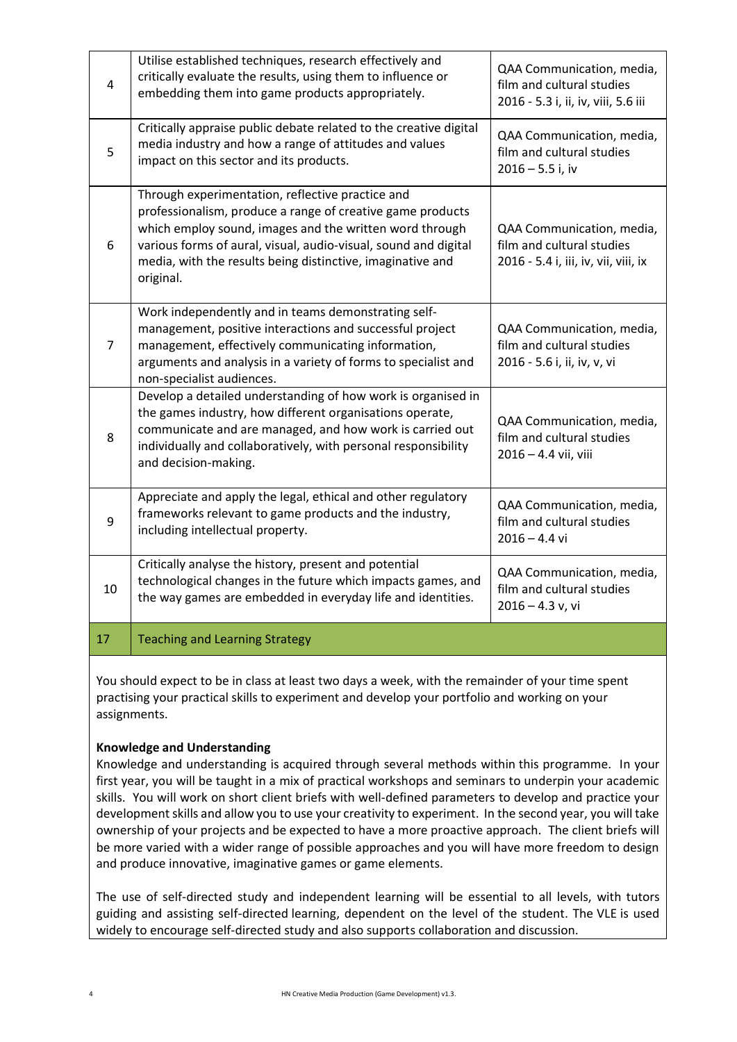| | | |
|---|---|---|
| 4 | Utilise established techniques, research effectively and critically evaluate the results, using them to influence or embedding them into game products appropriately. | QAA Communication, media, film and cultural studies 2016 - 5.3 i, ii, iv, viii, 5.6 iii |
| 5 | Critically appraise public debate related to the creative digital media industry and how a range of attitudes and values impact on this sector and its products. | QAA Communication, media, film and cultural studies 2016 – 5.5 i, iv |
| 6 | Through experimentation, reflective practice and professionalism, produce a range of creative game products which employ sound, images and the written word through various forms of aural, visual, audio-visual, sound and digital media, with the results being distinctive, imaginative and original. | QAA Communication, media, film and cultural studies 2016 - 5.4 i, iii, iv, vii, viii, ix |
| 7 | Work independently and in teams demonstrating self-management, positive interactions and successful project management, effectively communicating information, arguments and analysis in a variety of forms to specialist and non-specialist audiences. | QAA Communication, media, film and cultural studies 2016 - 5.6 i, ii, iv, v, vi |
| 8 | Develop a detailed understanding of how work is organised in the games industry, how different organisations operate, communicate and are managed, and how work is carried out individually and collaboratively, with personal responsibility and decision-making. | QAA Communication, media, film and cultural studies 2016 – 4.4 vii, viii |
| 9 | Appreciate and apply the legal, ethical and other regulatory frameworks relevant to game products and the industry, including intellectual property. | QAA Communication, media, film and cultural studies 2016 – 4.4 vi |
| 10 | Critically analyse the history, present and potential technological changes in the future which impacts games, and the way games are embedded in everyday life and identities. | QAA Communication, media, film and cultural studies 2016 – 4.3 v, vi |

## 17 Teaching and Learning Strategy

You should expect to be in class at least two days a week, with the remainder of your time spent practising your practical skills to experiment and develop your portfolio and working on your assignments.

**Knowledge and Understanding**

Knowledge and understanding is acquired through several methods within this programme. In your first year, you will be taught in a mix of practical workshops and seminars to underpin your academic skills. You will work on short client briefs with well-defined parameters to develop and practice your development skills and allow you to use your creativity to experiment. In the second year, you will take ownership of your projects and be expected to have a more proactive approach. The client briefs will be more varied with a wider range of possible approaches and you will have more freedom to design and produce innovative, imaginative games or game elements.

The use of self-directed study and independent learning will be essential to all levels, with tutors guiding and assisting self-directed learning, dependent on the level of the student. The VLE is used widely to encourage self-directed study and also supports collaboration and discussion.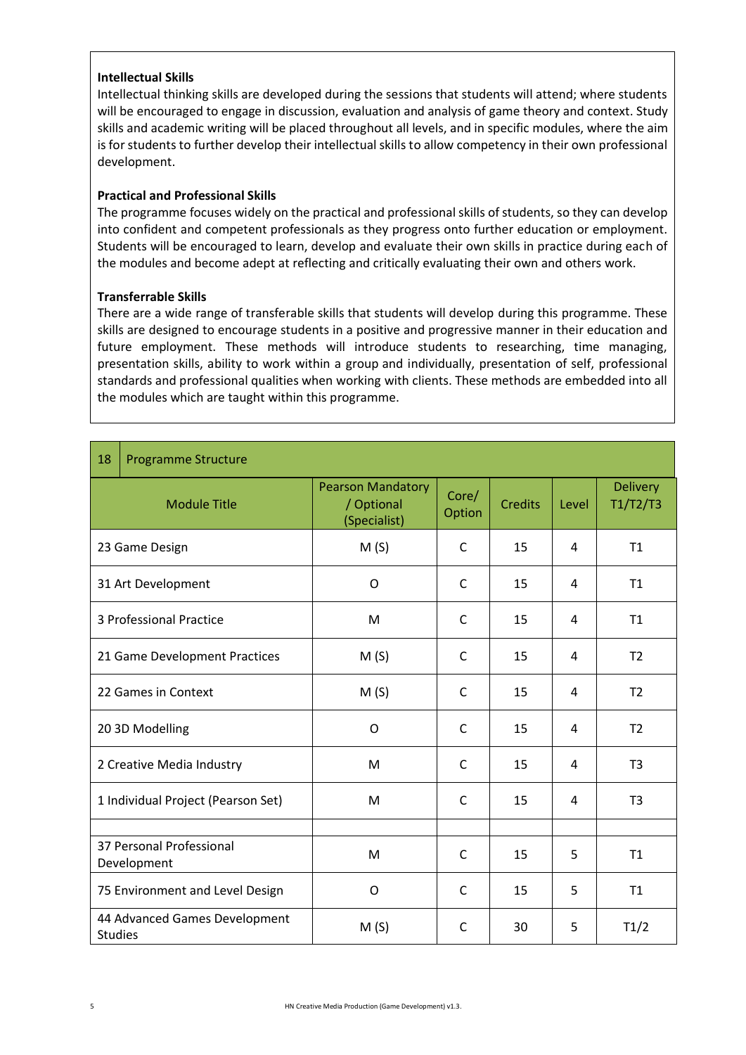**Intellectual Skills**

Intellectual thinking skills are developed during the sessions that students will attend; where students will be encouraged to engage in discussion, evaluation and analysis of game theory and context. Study skills and academic writing will be placed throughout all levels, and in specific modules, where the aim is for students to further develop their intellectual skills to allow competency in their own professional development.

**Practical and Professional Skills**

The programme focuses widely on the practical and professional skills of students, so they can develop into confident and competent professionals as they progress onto further education or employment. Students will be encouraged to learn, develop and evaluate their own skills in practice during each of the modules and become adept at reflecting and critically evaluating their own and others work.

**Transferrable Skills**

There are a wide range of transferable skills that students will develop during this programme. These skills are designed to encourage students in a positive and progressive manner in their education and future employment. These methods will introduce students to researching, time managing, presentation skills, ability to work within a group and individually, presentation of self, professional standards and professional qualities when working with clients. These methods are embedded into all the modules which are taught within this programme.

## 18 Programme Structure

| Module Title | Pearson Mandatory / Optional (Specialist) | Core/ Option | Credits | Level | Delivery T1/T2/T3 |
|---|---|---|---|---|---|
| 23 Game Design | M (S) | C | 15 | 4 | T1 |
| 31 Art Development | O | C | 15 | 4 | T1 |
| 3 Professional Practice | M | C | 15 | 4 | T1 |
| 21 Game Development Practices | M (S) | C | 15 | 4 | T2 |
| 22 Games in Context | M (S) | C | 15 | 4 | T2 |
| 20 3D Modelling | O | C | 15 | 4 | T2 |
| 2 Creative Media Industry | M | C | 15 | 4 | T3 |
| 1 Individual Project (Pearson Set) | M | C | 15 | 4 | T3 |
| | | | | | |
| 37 Personal Professional Development | M | C | 15 | 5 | T1 |
| 75 Environment and Level Design | O | C | 15 | 5 | T1 |
| 44 Advanced Games Development Studies | M (S) | C | 30 | 5 | T1/2 |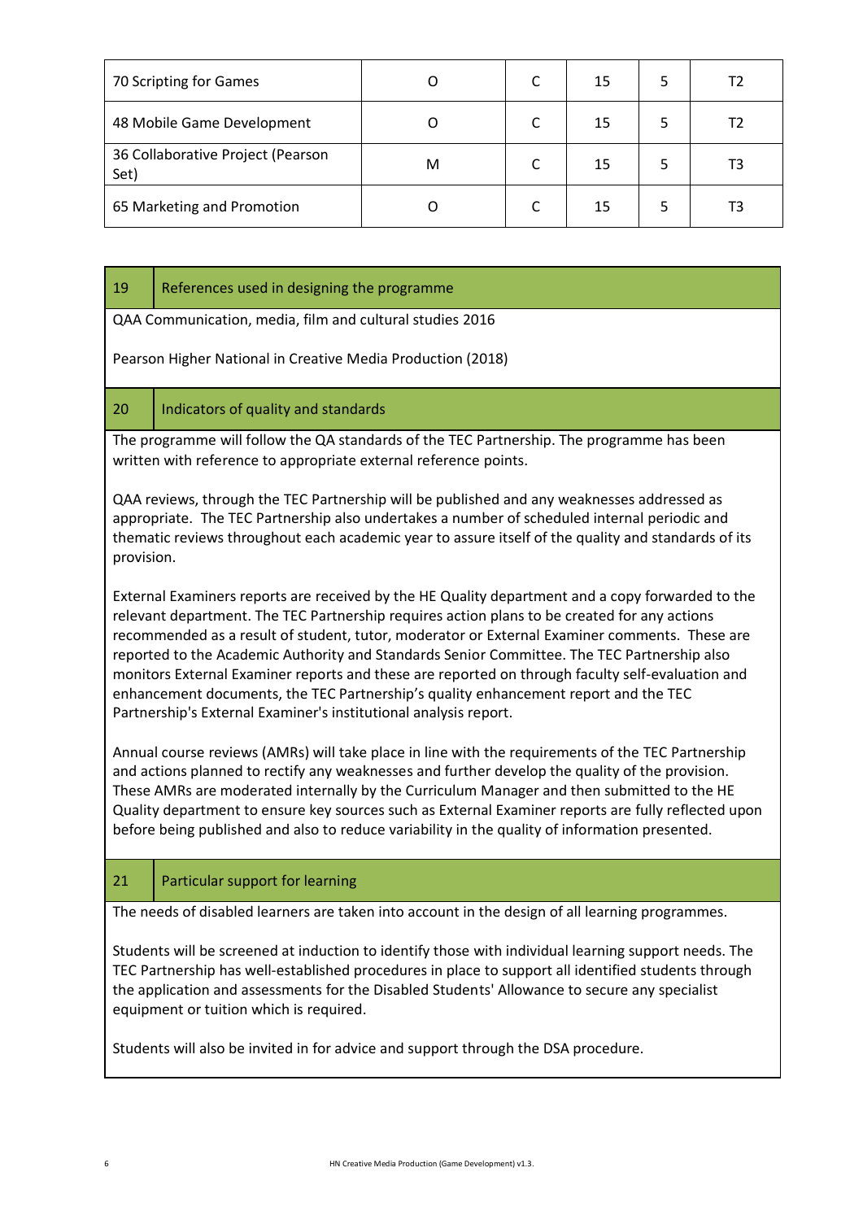| | | | | | |
|---|---|---|---|---|---|
| 70 Scripting for Games | O | C | 15 | 5 | T2 |
| 48 Mobile Game Development | O | C | 15 | 5 | T2 |
| 36 Collaborative Project (Pearson Set) | M | C | 15 | 5 | T3 |
| 65 Marketing and Promotion | O | C | 15 | 5 | T3 |

## 19 References used in designing the programme

QAA Communication, media, film and cultural studies 2016

Pearson Higher National in Creative Media Production (2018)

## 20 Indicators of quality and standards

The programme will follow the QA standards of the TEC Partnership. The programme has been written with reference to appropriate external reference points.

QAA reviews, through the TEC Partnership will be published and any weaknesses addressed as appropriate. The TEC Partnership also undertakes a number of scheduled internal periodic and thematic reviews throughout each academic year to assure itself of the quality and standards of its provision.

External Examiners reports are received by the HE Quality department and a copy forwarded to the relevant department. The TEC Partnership requires action plans to be created for any actions recommended as a result of student, tutor, moderator or External Examiner comments. These are reported to the Academic Authority and Standards Senior Committee. The TEC Partnership also monitors External Examiner reports and these are reported on through faculty self-evaluation and enhancement documents, the TEC Partnership's quality enhancement report and the TEC Partnership's External Examiner's institutional analysis report.

Annual course reviews (AMRs) will take place in line with the requirements of the TEC Partnership and actions planned to rectify any weaknesses and further develop the quality of the provision. These AMRs are moderated internally by the Curriculum Manager and then submitted to the HE Quality department to ensure key sources such as External Examiner reports are fully reflected upon before being published and also to reduce variability in the quality of information presented.

## 21 Particular support for learning

The needs of disabled learners are taken into account in the design of all learning programmes.

Students will be screened at induction to identify those with individual learning support needs. The TEC Partnership has well-established procedures in place to support all identified students through the application and assessments for the Disabled Students' Allowance to secure any specialist equipment or tuition which is required.

Students will also be invited in for advice and support through the DSA procedure.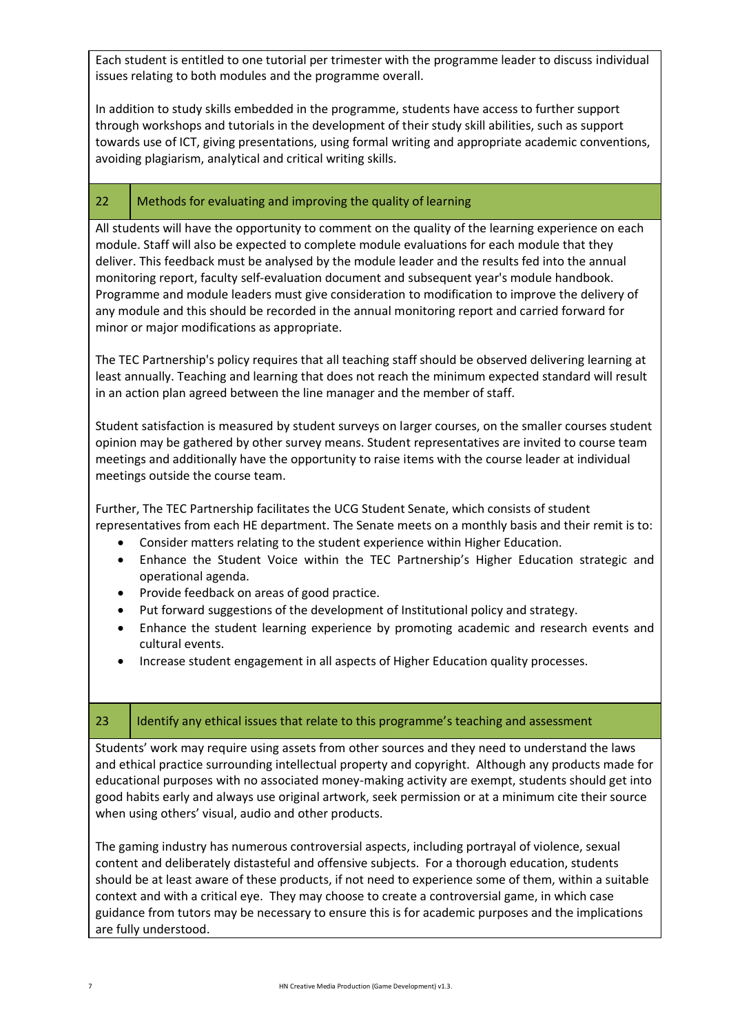Each student is entitled to one tutorial per trimester with the programme leader to discuss individual issues relating to both modules and the programme overall.

In addition to study skills embedded in the programme, students have access to further support through workshops and tutorials in the development of their study skill abilities, such as support towards use of ICT, giving presentations, using formal writing and appropriate academic conventions, avoiding plagiarism, analytical and critical writing skills.

## 22 Methods for evaluating and improving the quality of learning

All students will have the opportunity to comment on the quality of the learning experience on each module. Staff will also be expected to complete module evaluations for each module that they deliver. This feedback must be analysed by the module leader and the results fed into the annual monitoring report, faculty self-evaluation document and subsequent year's module handbook. Programme and module leaders must give consideration to modification to improve the delivery of any module and this should be recorded in the annual monitoring report and carried forward for minor or major modifications as appropriate.

The TEC Partnership's policy requires that all teaching staff should be observed delivering learning at least annually. Teaching and learning that does not reach the minimum expected standard will result in an action plan agreed between the line manager and the member of staff.

Student satisfaction is measured by student surveys on larger courses, on the smaller courses student opinion may be gathered by other survey means. Student representatives are invited to course team meetings and additionally have the opportunity to raise items with the course leader at individual meetings outside the course team.

Further, The TEC Partnership facilitates the UCG Student Senate, which consists of student representatives from each HE department. The Senate meets on a monthly basis and their remit is to:

- Consider matters relating to the student experience within Higher Education.
- Enhance the Student Voice within the TEC Partnership's Higher Education strategic and operational agenda.
- Provide feedback on areas of good practice.
- Put forward suggestions of the development of Institutional policy and strategy.
- Enhance the student learning experience by promoting academic and research events and cultural events.
- Increase student engagement in all aspects of Higher Education quality processes.

## 23 Identify any ethical issues that relate to this programme's teaching and assessment

Students' work may require using assets from other sources and they need to understand the laws and ethical practice surrounding intellectual property and copyright. Although any products made for educational purposes with no associated money-making activity are exempt, students should get into good habits early and always use original artwork, seek permission or at a minimum cite their source when using others' visual, audio and other products.

The gaming industry has numerous controversial aspects, including portrayal of violence, sexual content and deliberately distasteful and offensive subjects. For a thorough education, students should be at least aware of these products, if not need to experience some of them, within a suitable context and with a critical eye. They may choose to create a controversial game, in which case guidance from tutors may be necessary to ensure this is for academic purposes and the implications are fully understood.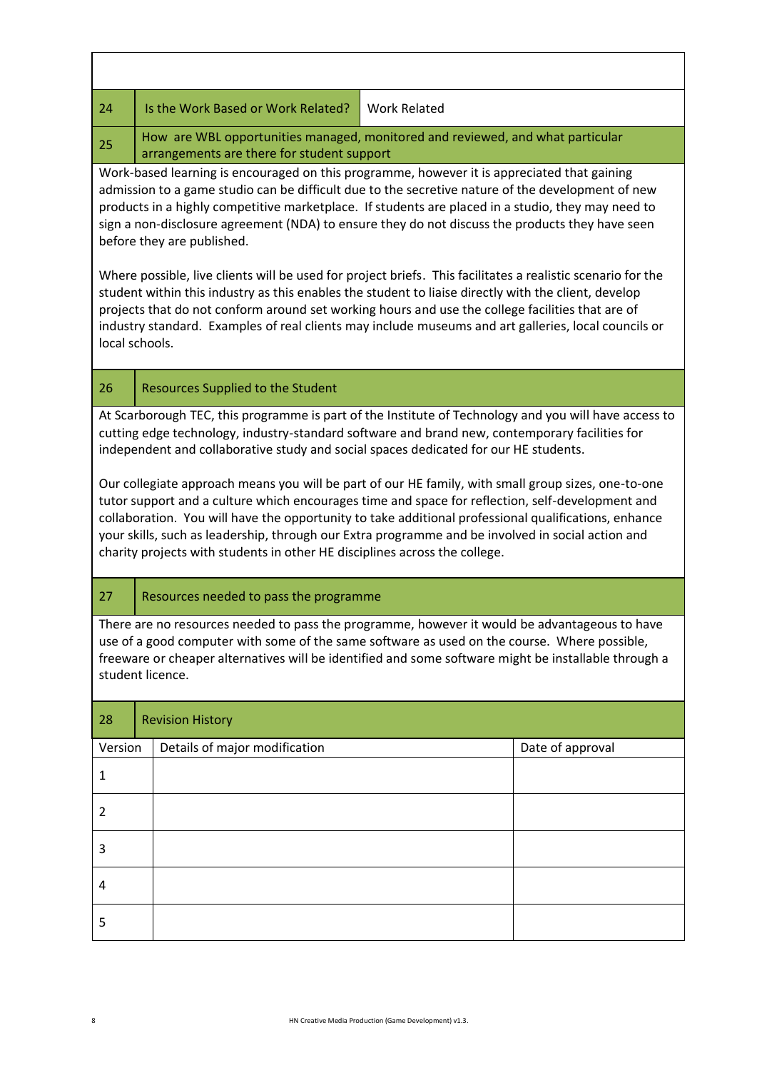| 24 | Is the Work Based or Work Related? | Work Related |
|---|---|---|

| 25 | How are WBL opportunities managed, monitored and reviewed, and what particular arrangements are there for student support |
|---|---|

Work-based learning is encouraged on this programme, however it is appreciated that gaining admission to a game studio can be difficult due to the secretive nature of the development of new products in a highly competitive marketplace. If students are placed in a studio, they may need to sign a non-disclosure agreement (NDA) to ensure they do not discuss the products they have seen before they are published.

Where possible, live clients will be used for project briefs. This facilitates a realistic scenario for the student within this industry as this enables the student to liaise directly with the client, develop projects that do not conform around set working hours and use the college facilities that are of industry standard. Examples of real clients may include museums and art galleries, local councils or local schools.

| 26 | Resources Supplied to the Student |
|---|---|

At Scarborough TEC, this programme is part of the Institute of Technology and you will have access to cutting edge technology, industry-standard software and brand new, contemporary facilities for independent and collaborative study and social spaces dedicated for our HE students.

Our collegiate approach means you will be part of our HE family, with small group sizes, one-to-one tutor support and a culture which encourages time and space for reflection, self-development and collaboration. You will have the opportunity to take additional professional qualifications, enhance your skills, such as leadership, through our Extra programme and be involved in social action and charity projects with students in other HE disciplines across the college.

| 27 | Resources needed to pass the programme |
|---|---|

There are no resources needed to pass the programme, however it would be advantageous to have use of a good computer with some of the same software as used on the course. Where possible, freeware or cheaper alternatives will be identified and some software might be installable through a student licence.

| 28 | Revision History |
|---|---|

| Version | Details of major modification | Date of approval |
|---|---|---|
| 1 | | |
| 2 | | |
| 3 | | |
| 4 | | |
| 5 | | |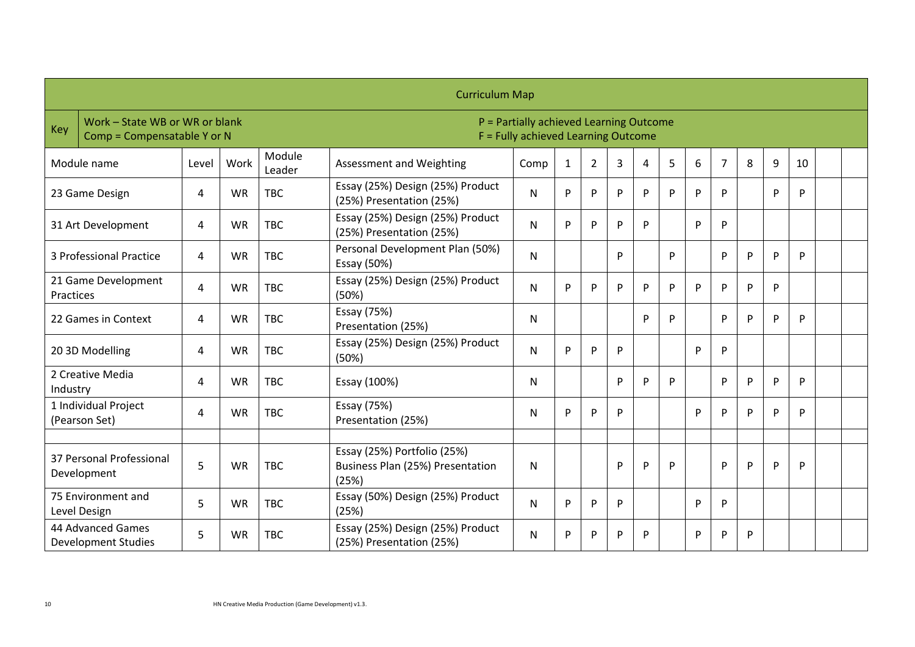| Curriculum Map | | | | | | | | | | | | | | | | | |
|---|---|---|---|---|---|---|---|---|---|---|---|---|---|---|---|---|---|
| Key: Work – State WB or WR or blank; Comp = Compensatable Y or N | | | | P = Partially achieved Learning Outcome; F = Fully achieved Learning Outcome | | | | | | | | | | | | | |
| Module name | Level | Work | Module Leader | Assessment and Weighting | Comp | 1 | 2 | 3 | 4 | 5 | 6 | 7 | 8 | 9 | 10 | | |
| 23 Game Design | 4 | WR | TBC | Essay (25%) Design (25%) Product (25%) Presentation (25%) | N | P | P | P | P | P | P | P | | P | P | | |
| 31 Art Development | 4 | WR | TBC | Essay (25%) Design (25%) Product (25%) Presentation (25%) | N | P | P | P | P | | P | P | | | | | |
| 3 Professional Practice | 4 | WR | TBC | Personal Development Plan (50%) Essay (50%) | N | | | P | | P | | P | P | P | P | | |
| 21 Game Development Practices | 4 | WR | TBC | Essay (25%) Design (25%) Product (50%) | N | P | P | P | P | P | P | P | P | P | | | |
| 22 Games in Context | 4 | WR | TBC | Essay (75%) Presentation (25%) | N | | | | P | P | | P | P | P | P | | |
| 20 3D Modelling | 4 | WR | TBC | Essay (25%) Design (25%) Product (50%) | N | P | P | P | | | P | P | | | | | |
| 2 Creative Media Industry | 4 | WR | TBC | Essay (100%) | N | | | P | P | P | | P | P | P | P | | |
| 1 Individual Project (Pearson Set) | 4 | WR | TBC | Essay (75%) Presentation (25%) | N | P | P | P | | | P | P | P | P | P | | |
| | | | | | | | | | | | | | | | | | |
| 37 Personal Professional Development | 5 | WR | TBC | Essay (25%) Portfolio (25%) Business Plan (25%) Presentation (25%) | N | | | P | P | P | | P | P | P | P | | |
| 75 Environment and Level Design | 5 | WR | TBC | Essay (50%) Design (25%) Product (25%) | N | P | P | P | | | P | P | | | | | |
| 44 Advanced Games Development Studies | 5 | WR | TBC | Essay (25%) Design (25%) Product (25%) Presentation (25%) | N | P | P | P | P | | P | P | P | | | | |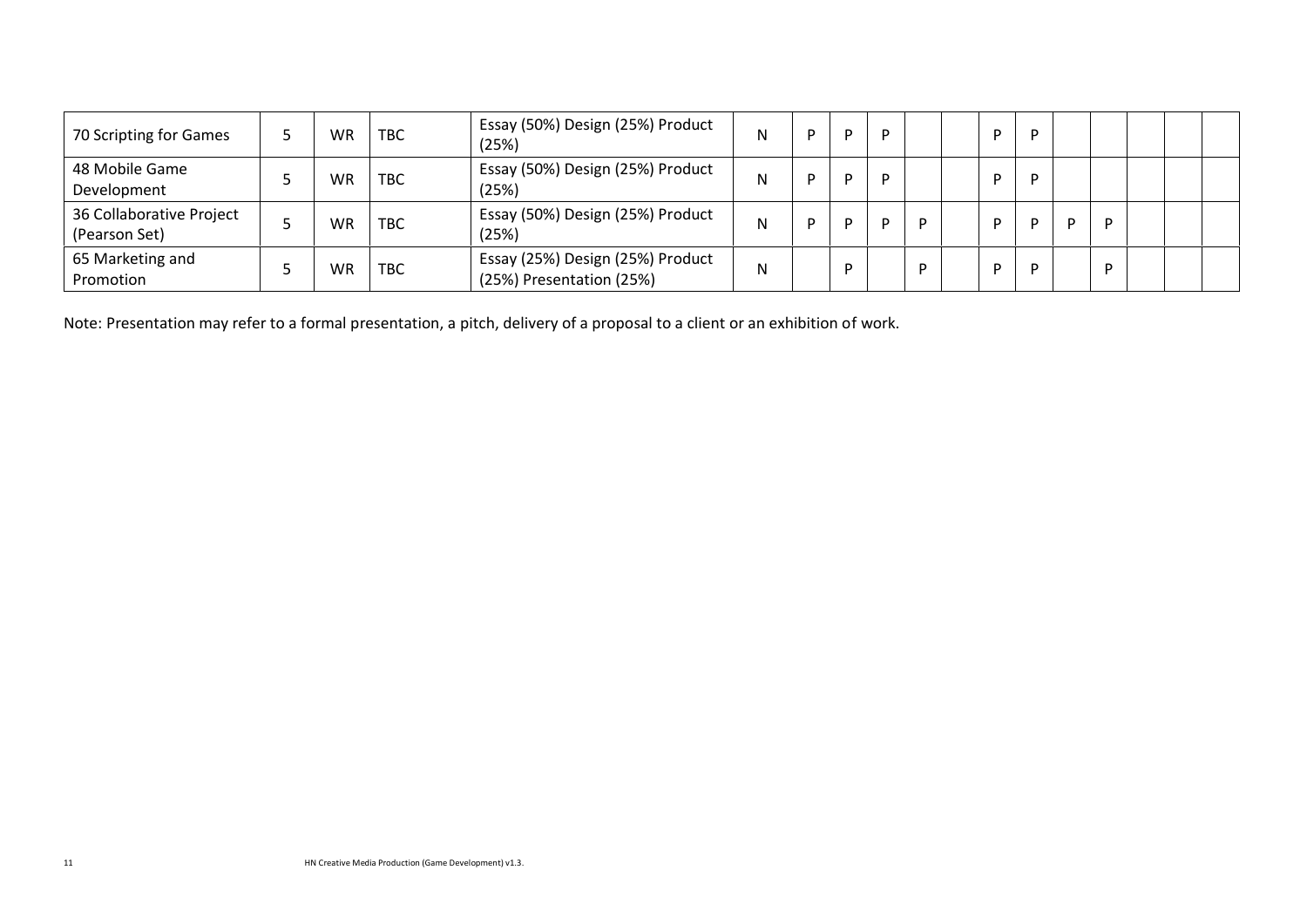| | | | | | | | | | | | | | | | | | |
|---|---|---|---|---|---|---|---|---|---|---|---|---|---|---|---|---|---|
| 70 Scripting for Games | 5 | WR | TBC | Essay (50%) Design (25%) Product (25%) | N | P | P | P | | | P | P | | | | | |
| 48 Mobile Game Development | 5 | WR | TBC | Essay (50%) Design (25%) Product (25%) | N | P | P | P | | | P | P | | | | | |
| 36 Collaborative Project (Pearson Set) | 5 | WR | TBC | Essay (50%) Design (25%) Product (25%) | N | P | P | P | P | | P | P | P | P | | | |
| 65 Marketing and Promotion | 5 | WR | TBC | Essay (25%) Design (25%) Product (25%) Presentation (25%) | N | | P | | P | | P | P | | P | | | |

Note: Presentation may refer to a formal presentation, a pitch, delivery of a proposal to a client or an exhibition of work.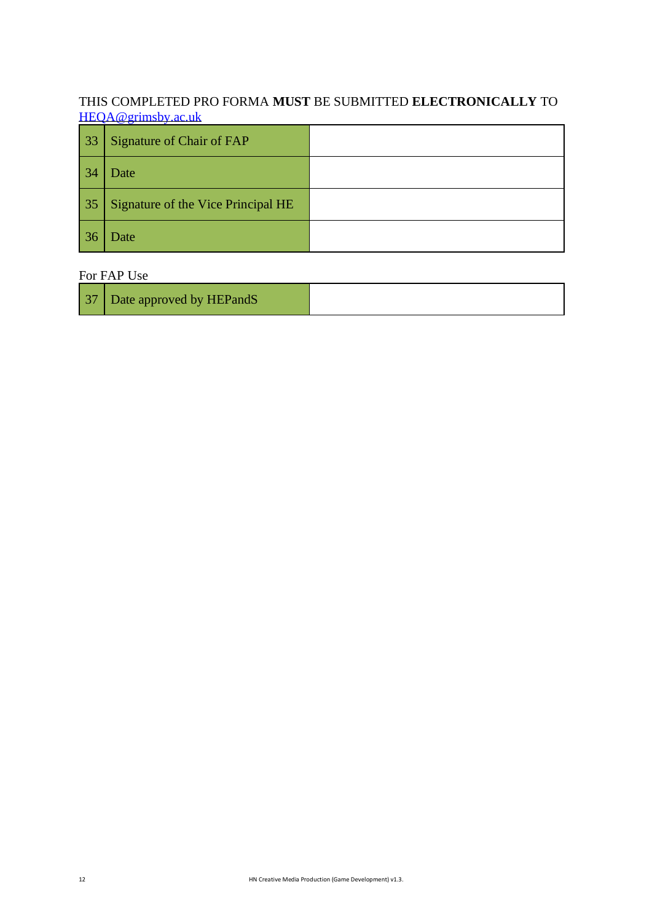THIS COMPLETED PRO FORMA **MUST** BE SUBMITTED **ELECTRONICALLY** TO HEQA@grimsby.ac.uk

| | | |
|---|---|---|
| 33 | Signature of Chair of FAP | |
| 34 | Date | |
| 35 | Signature of the Vice Principal HE | |
| 36 | Date | |

For FAP Use

| | | |
|---|---|---|
| 37 | Date approved by HEPandS | |